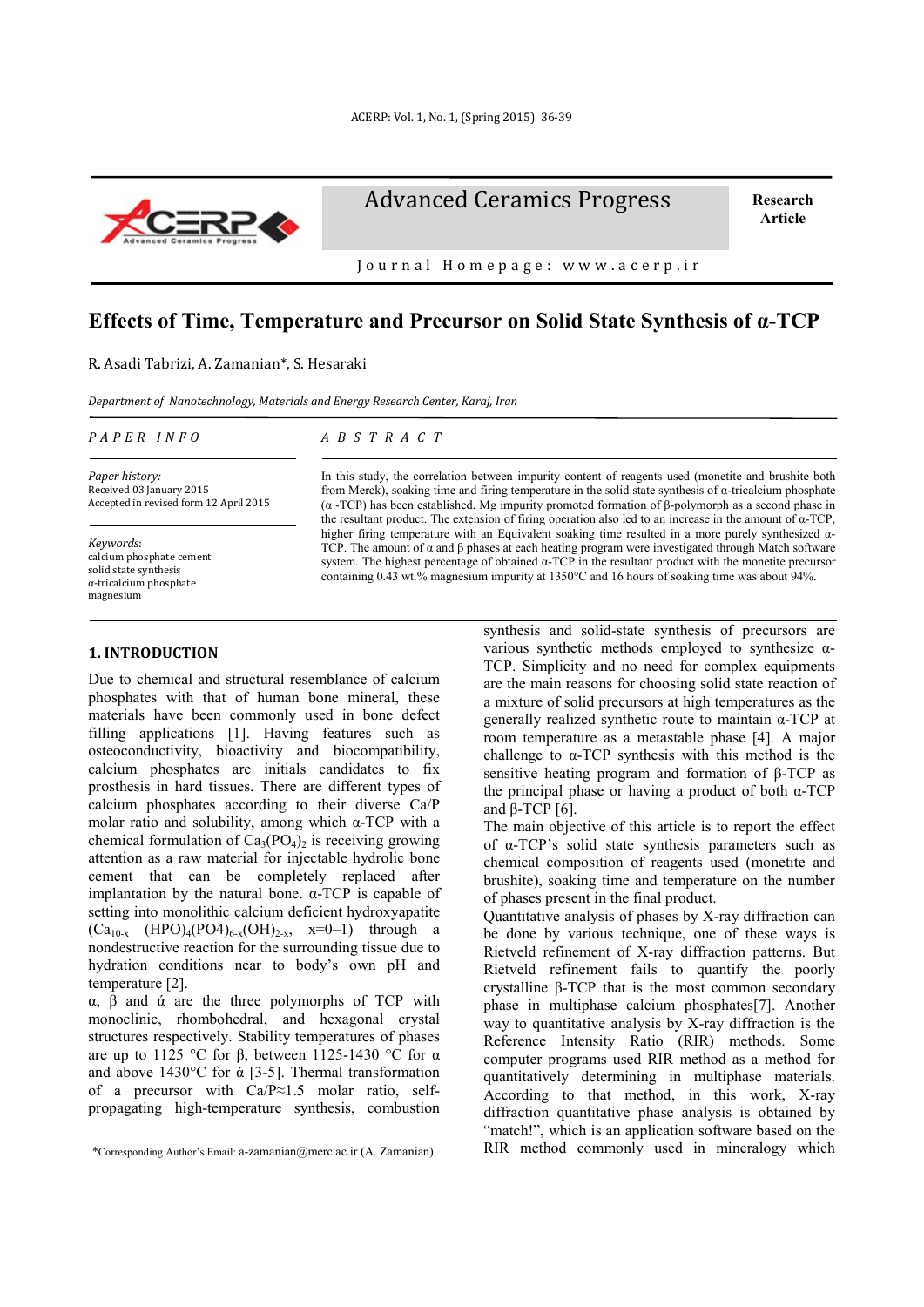Advanced Ceramics Progress

Research Article

Journal Homepage: www.acerp.ir

# Effects of Time, Temperature and Precursor on Solid State Synthesis of α-TCP

R. Asadi Tabrizi, A. Zamanian*, S. Hesaraki

*Department of Nanotechnology, Materials and Energy Research Center, Karaj, Iran*

*PAPER INFO*

*Paper history:*
Received 03 January 2015
Accepted in revised form 12 April 2015

*Keywords*:
calcium phosphate cement
solid state synthesis
α-tricalcium phosphate
magnesium

*ABSTRACT*

In this study, the correlation between impurity content of reagents used (monetite and brushite both from Merck), soaking time and firing temperature in the solid state synthesis of α-tricalcium phosphate (α -TCP) has been established. Mg impurity promoted formation of β-polymorph as a second phase in the resultant product. The extension of firing operation also led to an increase in the amount of α-TCP, higher firing temperature with an Equivalent soaking time resulted in a more purely synthesized α-TCP. The amount of α and β phases at each heating program were investigated through Match software system. The highest percentage of obtained α-TCP in the resultant product with the monetite precursor containing 0.43 wt.% magnesium impurity at 1350°C and 16 hours of soaking time was about 94%.

## 1. INTRODUCTION

Due to chemical and structural resemblance of calcium phosphates with that of human bone mineral, these materials have been commonly used in bone defect filling applications [1]. Having features such as osteoconductivity, bioactivity and biocompatibility, calcium phosphates are initials candidates to fix prosthesis in hard tissues. There are different types of calcium phosphates according to their diverse Ca/P molar ratio and solubility, among which α-TCP with a chemical formulation of $Ca_3(PO_4)_2$ is receiving growing attention as a raw material for injectable hydrolic bone cement that can be completely replaced after implantation by the natural bone. α-TCP is capable of setting into monolithic calcium deficient hydroxyapatite ($Ca_{10-x}$ $(HPO)_4(PO4)_{6-x}(OH)_{2-x}$, x=0–1) through a nondestructive reaction for the surrounding tissue due to hydration conditions near to body's own pH and temperature [2].

α, β and ά are the three polymorphs of TCP with monoclinic, rhombohedral, and hexagonal crystal structures respectively. Stability temperatures of phases are up to 1125 °C for β, between 1125-1430 °C for α and above 1430°C for ά [3-5]. Thermal transformation of a precursor with Ca/P≈1.5 molar ratio, self-propagating high-temperature synthesis, combustion synthesis and solid-state synthesis of precursors are various synthetic methods employed to synthesize α-TCP. Simplicity and no need for complex equipments are the main reasons for choosing solid state reaction of a mixture of solid precursors at high temperatures as the generally realized synthetic route to maintain α-TCP at room temperature as a metastable phase [4]. A major challenge to α-TCP synthesis with this method is the sensitive heating program and formation of β-TCP as the principal phase or having a product of both α-TCP and β-TCP [6].

The main objective of this article is to report the effect of α-TCP's solid state synthesis parameters such as chemical composition of reagents used (monetite and brushite), soaking time and temperature on the number of phases present in the final product.

Quantitative analysis of phases by X-ray diffraction can be done by various technique, one of these ways is Rietveld refinement of X-ray diffraction patterns. But Rietveld refinement fails to quantify the poorly crystalline β-TCP that is the most common secondary phase in multiphase calcium phosphates[7]. Another way to quantitative analysis by X-ray diffraction is the Reference Intensity Ratio (RIR) methods. Some computer programs used RIR method as a method for quantitatively determining in multiphase materials. According to that method, in this work, X-ray diffraction quantitative phase analysis is obtained by "match!", which is an application software based on the RIR method commonly used in mineralogy which

*Corresponding Author's Email: a-zamanian@merc.ac.ir (A. Zamanian)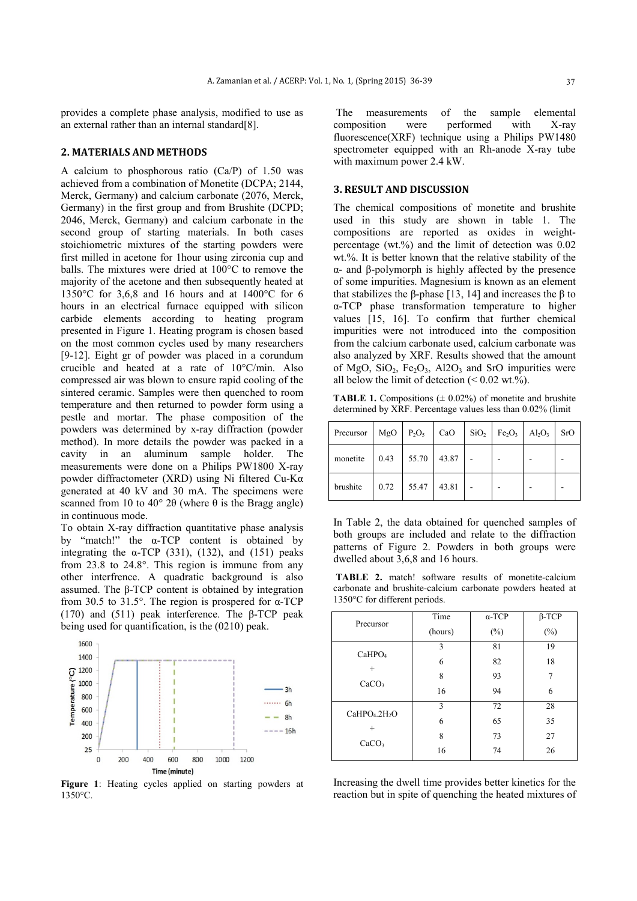provides a complete phase analysis, modified to use as an external rather than an internal standard[8].

## 2. MATERIALS AND METHODS

A calcium to phosphorous ratio (Ca/P) of 1.50 was achieved from a combination of Monetite (DCPA; 2144, Merck, Germany) and calcium carbonate (2076, Merck, Germany) in the first group and from Brushite (DCPD; 2046, Merck, Germany) and calcium carbonate in the second group of starting materials. In both cases stoichiometric mixtures of the starting powders were first milled in acetone for 1hour using zirconia cup and balls. The mixtures were dried at 100°C to remove the majority of the acetone and then subsequently heated at 1350°C for 3,6,8 and 16 hours and at 1400°C for 6 hours in an electrical furnace equipped with silicon carbide elements according to heating program presented in Figure 1. Heating program is chosen based on the most common cycles used by many researchers [9-12]. Eight gr of powder was placed in a corundum crucible and heated at a rate of 10°C/min. Also compressed air was blown to ensure rapid cooling of the sintered ceramic. Samples were then quenched to room temperature and then returned to powder form using a pestle and mortar. The phase composition of the powders was determined by x-ray diffraction (powder method). In more details the powder was packed in a cavity in an aluminum sample holder. The measurements were done on a Philips PW1800 X-ray powder diffractometer (XRD) using Ni filtered Cu-Kα generated at 40 kV and 30 mA. The specimens were scanned from 10 to 40° 2θ (where θ is the Bragg angle) in continuous mode.

To obtain X-ray diffraction quantitative phase analysis by "match!" the α-TCP content is obtained by integrating the α-TCP (331), (132), and (151) peaks from 23.8 to 24.8°. This region is immune from any other interfrence. A quadratic background is also assumed. The β-TCP content is obtained by integration from 30.5 to 31.5°. The region is prospered for α-TCP (170) and (511) peak interference. The β-TCP peak being used for quantification, is the (0210) peak.

**Figure 1**: Heating cycles applied on starting powders at 1350°C.

The measurements of the sample elemental composition were performed with X-ray fluorescence(XRF) technique using a Philips PW1480 spectrometer equipped with an Rh-anode X-ray tube with maximum power 2.4 kW.

## 3. RESULT AND DISCUSSION

The chemical compositions of monetite and brushite used in this study are shown in table 1. The compositions are reported as oxides in weight-percentage (wt.%) and the limit of detection was 0.02 wt.%. It is better known that the relative stability of the α- and β-polymorph is highly affected by the presence of some impurities. Magnesium is known as an element that stabilizes the β-phase [13, 14] and increases the β to α-TCP phase transformation temperature to higher values [15, 16]. To confirm that further chemical impurities were not introduced into the composition from the calcium carbonate used, calcium carbonate was also analyzed by XRF. Results showed that the amount of MgO, $SiO_2$, $Fe_2O_3$, Al2O3 and SrO impurities were all below the limit of detection (< 0.02 wt.%).

**TABLE 1.** Compositions (± 0.02%) of monetite and brushite determined by XRF. Percentage values less than 0.02% (limit

| Precursor | MgO | $P_2O_5$ | CaO | $SiO_2$ | $Fe_2O_3$ | $Al_2O_3$ | SrO |
|---|---|---|---|---|---|---|---|
| monetite | 0.43 | 55.70 | 43.87 | - | - | - | - |
| brushite | 0.72 | 55.47 | 43.81 | - | - | - | - |

In Table 2, the data obtained for quenched samples of both groups are included and relate to the diffraction patterns of Figure 2. Powders in both groups were dwelled about 3,6,8 and 16 hours.

**TABLE 2.** match! software results of monetite-calcium carbonate and brushite-calcium carbonate powders heated at 1350°C for different periods.

| Precursor | Time (hours) | α-TCP (%) | β-TCP (%) |
|---|---|---|---|
| $CaHPO_4$ + $CaCO_3$ | 3 | 81 | 19 |
| | 6 | 82 | 18 |
| | 8 | 93 | 7 |
| | 16 | 94 | 6 |
| $CaHPO_4.2H_2O$ + $CaCO_3$ | 3 | 72 | 28 |
| | 6 | 65 | 35 |
| | 8 | 73 | 27 |
| | 16 | 74 | 26 |

Increasing the dwell time provides better kinetics for the reaction but in spite of quenching the heated mixtures of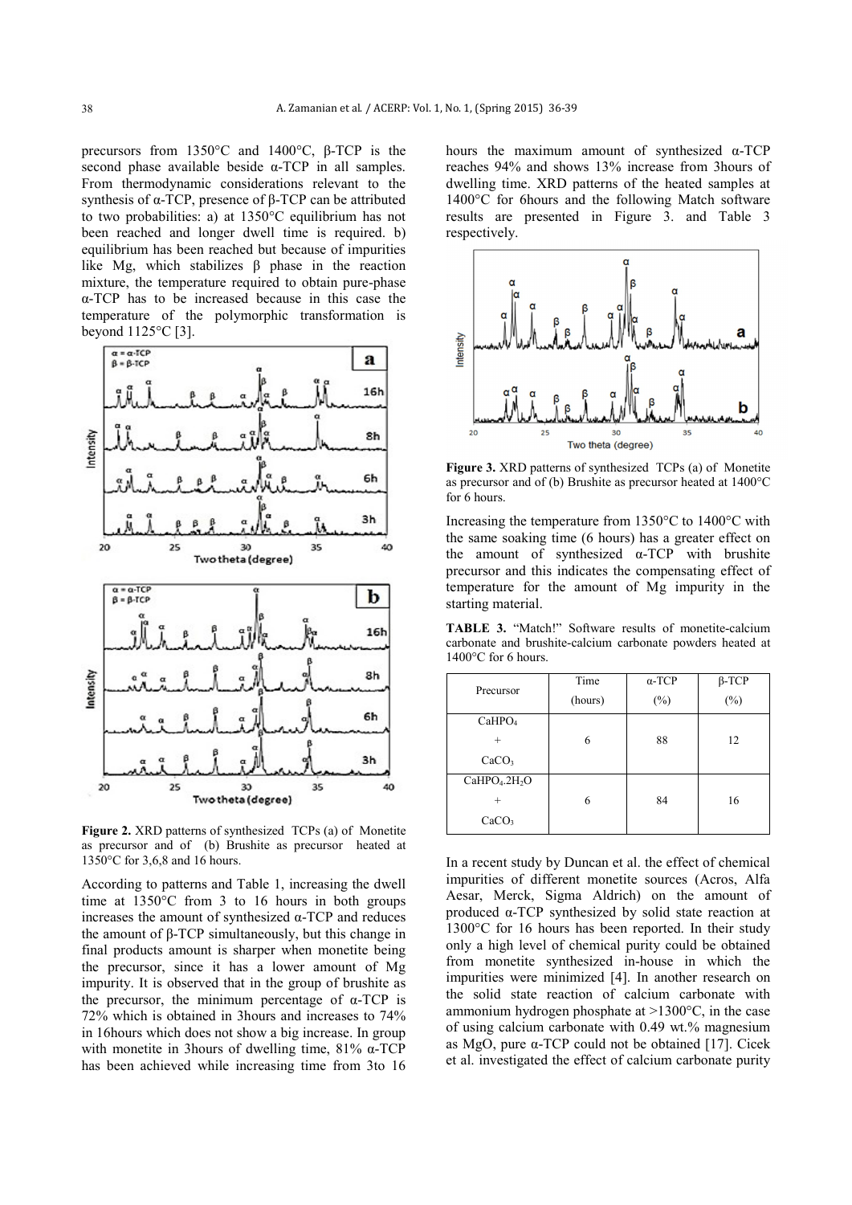precursors from 1350°C and 1400°C, β-TCP is the second phase available beside α-TCP in all samples. From thermodynamic considerations relevant to the synthesis of α-TCP, presence of β-TCP can be attributed to two probabilities: a) at 1350°C equilibrium has not been reached and longer dwell time is required. b) equilibrium has been reached but because of impurities like Mg, which stabilizes β phase in the reaction mixture, the temperature required to obtain pure-phase α-TCP has to be increased because in this case the temperature of the polymorphic transformation is beyond 1125°C [3].

**Figure 2.** XRD patterns of synthesized TCPs (a) of Monetite as precursor and of (b) Brushite as precursor heated at 1350°C for 3,6,8 and 16 hours.

According to patterns and Table 1, increasing the dwell time at 1350°C from 3 to 16 hours in both groups increases the amount of synthesized α-TCP and reduces the amount of β-TCP simultaneously, but this change in final products amount is sharper when monetite being the precursor, since it has a lower amount of Mg impurity. It is observed that in the group of brushite as the precursor, the minimum percentage of α-TCP is 72% which is obtained in 3hours and increases to 74% in 16hours which does not show a big increase. In group with monetite in 3hours of dwelling time, 81% α-TCP has been achieved while increasing time from 3to 16 hours the maximum amount of synthesized α-TCP reaches 94% and shows 13% increase from 3hours of dwelling time. XRD patterns of the heated samples at 1400°C for 6hours and the following Match software results are presented in Figure 3. and Table 3 respectively.

**Figure 3.** XRD patterns of synthesized TCPs (a) of Monetite as precursor and of (b) Brushite as precursor heated at 1400°C for 6 hours.

Increasing the temperature from 1350°C to 1400°C with the same soaking time (6 hours) has a greater effect on the amount of synthesized α-TCP with brushite precursor and this indicates the compensating effect of temperature for the amount of Mg impurity in the starting material.

**TABLE 3.** "Match!" Software results of monetite-calcium carbonate and brushite-calcium carbonate powders heated at 1400°C for 6 hours.

| Precursor | Time (hours) | α-TCP (%) | β-TCP (%) |
|---|---|---|---|
| $CaHPO_4$ + $CaCO_3$ | 6 | 88 | 12 |
| $CaHPO_4.2H_2O$ + $CaCO_3$ | 6 | 84 | 16 |

In a recent study by Duncan et al. the effect of chemical impurities of different monetite sources (Acros, Alfa Aesar, Merck, Sigma Aldrich) on the amount of produced α-TCP synthesized by solid state reaction at 1300°C for 16 hours has been reported. In their study only a high level of chemical purity could be obtained from monetite synthesized in-house in which the impurities were minimized [4]. In another research on the solid state reaction of calcium carbonate with ammonium hydrogen phosphate at >1300°C, in the case of using calcium carbonate with 0.49 wt.% magnesium as MgO, pure α-TCP could not be obtained [17]. Cicek et al. investigated the effect of calcium carbonate purity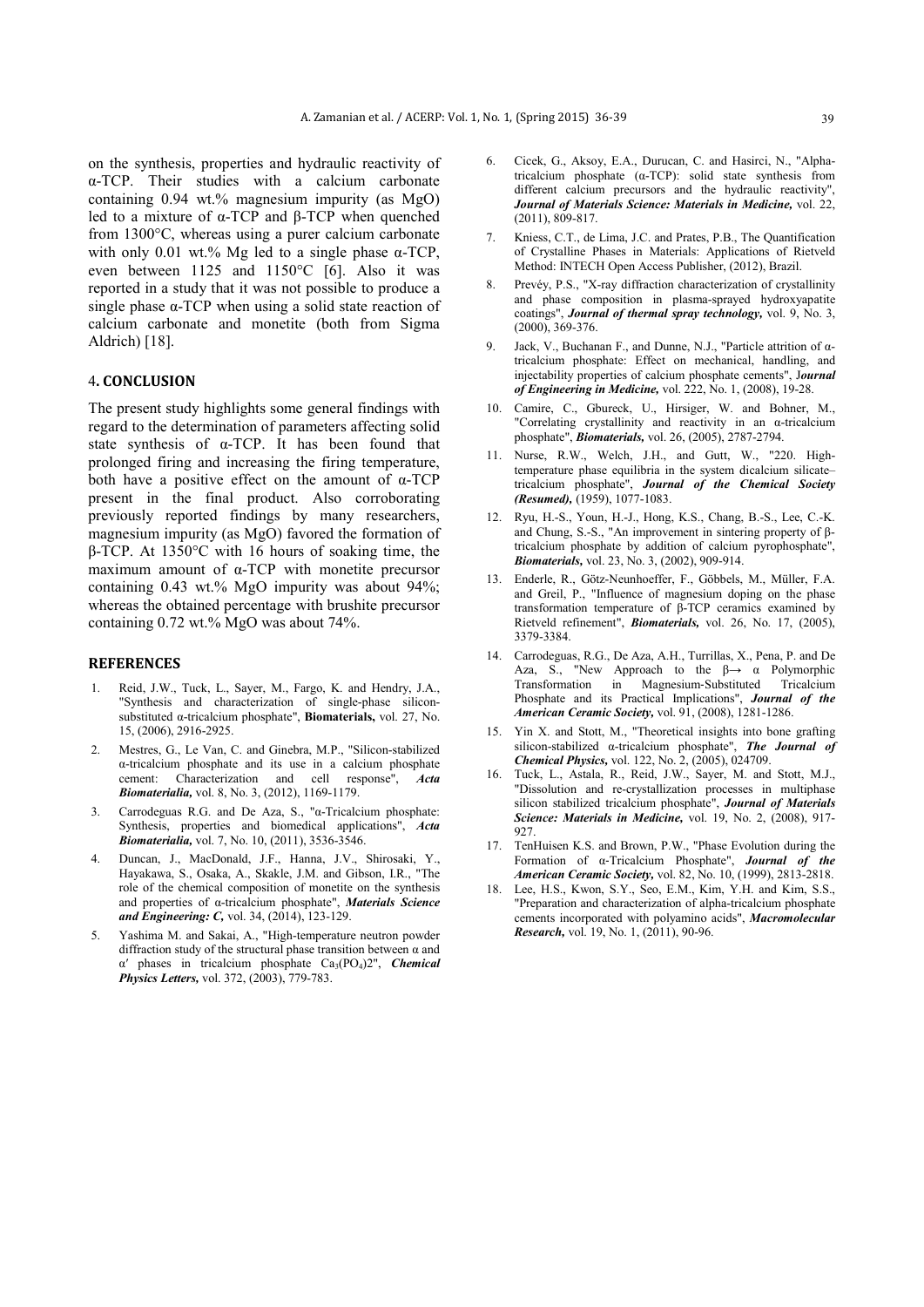on the synthesis, properties and hydraulic reactivity of α-TCP. Their studies with a calcium carbonate containing 0.94 wt.% magnesium impurity (as MgO) led to a mixture of α-TCP and β-TCP when quenched from 1300°C, whereas using a purer calcium carbonate with only 0.01 wt.% Mg led to a single phase α-TCP, even between 1125 and 1150°C [6]. Also it was reported in a study that it was not possible to produce a single phase α-TCP when using a solid state reaction of calcium carbonate and monetite (both from Sigma Aldrich) [18].

## 4. CONCLUSION

The present study highlights some general findings with regard to the determination of parameters affecting solid state synthesis of α-TCP. It has been found that prolonged firing and increasing the firing temperature, both have a positive effect on the amount of α-TCP present in the final product. Also corroborating previously reported findings by many researchers, magnesium impurity (as MgO) favored the formation of β-TCP. At 1350°C with 16 hours of soaking time, the maximum amount of α-TCP with monetite precursor containing 0.43 wt.% MgO impurity was about 94%; whereas the obtained percentage with brushite precursor containing 0.72 wt.% MgO was about 74%.

## REFERENCES

1. Reid, J.W., Tuck, L., Sayer, M., Fargo, K. and Hendry, J.A., "Synthesis and characterization of single-phase silicon-substituted α-tricalcium phosphate", **Biomaterials,** vol. 27, No. 15, (2006), 2916-2925.
2. Mestres, G., Le Van, C. and Ginebra, M.P., "Silicon-stabilized α-tricalcium phosphate and its use in a calcium phosphate cement: Characterization and cell response", ***Acta Biomaterialia,*** vol. 8, No. 3, (2012), 1169-1179.
3. Carrodeguas R.G. and De Aza, S., "α-Tricalcium phosphate: Synthesis, properties and biomedical applications", ***Acta Biomaterialia,*** vol. 7, No. 10, (2011), 3536-3546.
4. Duncan, J., MacDonald, J.F., Hanna, J.V., Shirosaki, Y., Hayakawa, S., Osaka, A., Skakle, J.M. and Gibson, I.R., "The role of the chemical composition of monetite on the synthesis and properties of α-tricalcium phosphate", ***Materials Science and Engineering: C,*** vol. 34, (2014), 123-129.
5. Yashima M. and Sakai, A., "High-temperature neutron powder diffraction study of the structural phase transition between α and α′ phases in tricalcium phosphate $Ca_3(PO_4)2$", ***Chemical Physics Letters,*** vol. 372, (2003), 779-783.
6. Cicek, G., Aksoy, E.A., Durucan, C. and Hasirci, N., "Alpha-tricalcium phosphate (α-TCP): solid state synthesis from different calcium precursors and the hydraulic reactivity", ***Journal of Materials Science: Materials in Medicine,*** vol. 22, (2011), 809-817.
7. Kniess, C.T., de Lima, J.C. and Prates, P.B., The Quantification of Crystalline Phases in Materials: Applications of Rietveld Method: INTECH Open Access Publisher, (2012), Brazil.
8. Prevéy, P.S., "X-ray diffraction characterization of crystallinity and phase composition in plasma-sprayed hydroxyapatite coatings", ***Journal of thermal spray technology,*** vol. 9, No. 3, (2000), 369-376.
9. Jack, V., Buchanan F., and Dunne, N.J., "Particle attrition of α-tricalcium phosphate: Effect on mechanical, handling, and injectability properties of calcium phosphate cements", J***ournal of Engineering in Medicine,*** vol. 222, No. 1, (2008), 19-28.
10. Camire, C., Gbureck, U., Hirsiger, W. and Bohner, M., "Correlating crystallinity and reactivity in an α-tricalcium phosphate", ***Biomaterials,*** vol. 26, (2005), 2787-2794.
11. Nurse, R.W., Welch, J.H., and Gutt, W., "220. High-temperature phase equilibria in the system dicalcium silicate–tricalcium phosphate", ***Journal of the Chemical Society (Resumed),*** (1959), 1077-1083.
12. Ryu, H.-S., Youn, H.-J., Hong, K.S., Chang, B.-S., Lee, C.-K. and Chung, S.-S., "An improvement in sintering property of β-tricalcium phosphate by addition of calcium pyrophosphate", ***Biomaterials,*** vol. 23, No. 3, (2002), 909-914.
13. Enderle, R., Götz-Neunhoeffer, F., Göbbels, M., Müller, F.A. and Greil, P., "Influence of magnesium doping on the phase transformation temperature of β-TCP ceramics examined by Rietveld refinement", ***Biomaterials,*** vol. 26, No. 17, (2005), 3379-3384.
14. Carrodeguas, R.G., De Aza, A.H., Turrillas, X., Pena, P. and De Aza, S., "New Approach to the β→ α Polymorphic Transformation in Magnesium-Substituted Tricalcium Phosphate and its Practical Implications", ***Journal of the American Ceramic Society,*** vol. 91, (2008), 1281-1286.
15. Yin X. and Stott, M., "Theoretical insights into bone grafting silicon-stabilized α-tricalcium phosphate", ***The Journal of Chemical Physics,*** vol. 122, No. 2, (2005), 024709.
16. Tuck, L., Astala, R., Reid, J.W., Sayer, M. and Stott, M.J., "Dissolution and re-crystallization processes in multiphase silicon stabilized tricalcium phosphate", ***Journal of Materials Science: Materials in Medicine,*** vol. 19, No. 2, (2008), 917-927.
17. TenHuisen K.S. and Brown, P.W., "Phase Evolution during the Formation of α-Tricalcium Phosphate", ***Journal of the American Ceramic Society,*** vol. 82, No. 10, (1999), 2813-2818.
18. Lee, H.S., Kwon, S.Y., Seo, E.M., Kim, Y.H. and Kim, S.S., "Preparation and characterization of alpha-tricalcium phosphate cements incorporated with polyamino acids", ***Macromolecular Research,*** vol. 19, No. 1, (2011), 90-96.